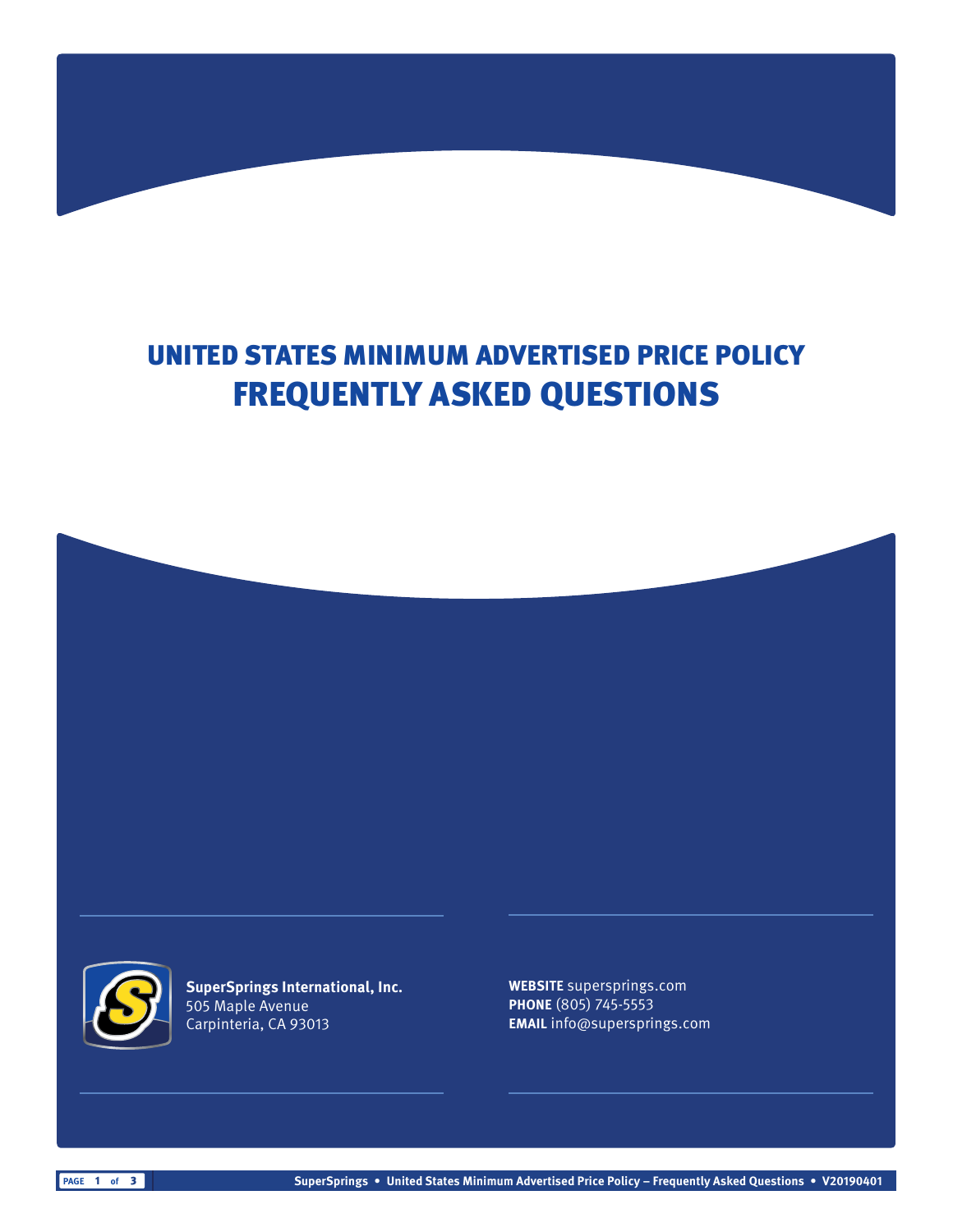# UNITED STATES MINIMUM ADVERTISED PRICE POLICY
# FREQUENTLY ASKED QUESTIONS

**SuperSprings International, Inc.**
505 Maple Avenue
Carpinteria, CA 93013

**WEBSITE** supersprings.com
**PHONE** (805) 745-5553
**EMAIL** info@supersprings.com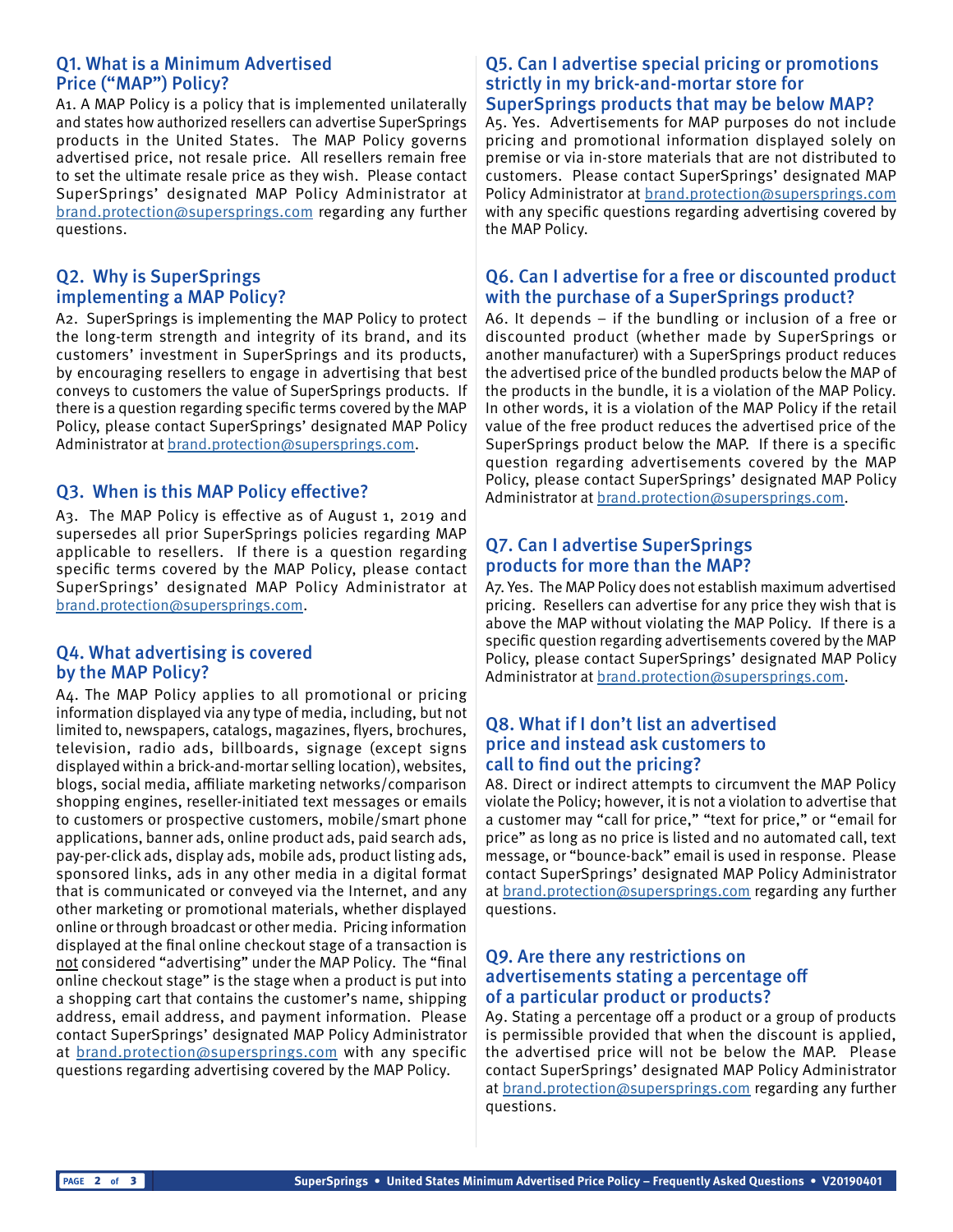## Q1. What is a Minimum Advertised Price ("MAP") Policy?

A1. A MAP Policy is a policy that is implemented unilaterally and states how authorized resellers can advertise SuperSprings products in the United States. The MAP Policy governs advertised price, not resale price. All resellers remain free to set the ultimate resale price as they wish. Please contact SuperSprings' designated MAP Policy Administrator at brand.protection@supersprings.com regarding any further questions.

## Q2. Why is SuperSprings implementing a MAP Policy?

A2. SuperSprings is implementing the MAP Policy to protect the long-term strength and integrity of its brand, and its customers' investment in SuperSprings and its products, by encouraging resellers to engage in advertising that best conveys to customers the value of SuperSprings products. If there is a question regarding specific terms covered by the MAP Policy, please contact SuperSprings' designated MAP Policy Administrator at brand.protection@supersprings.com.

## Q3. When is this MAP Policy effective?

A3. The MAP Policy is effective as of August 1, 2019 and supersedes all prior SuperSprings policies regarding MAP applicable to resellers. If there is a question regarding specific terms covered by the MAP Policy, please contact SuperSprings' designated MAP Policy Administrator at brand.protection@supersprings.com.

## Q4. What advertising is covered by the MAP Policy?

A4. The MAP Policy applies to all promotional or pricing information displayed via any type of media, including, but not limited to, newspapers, catalogs, magazines, flyers, brochures, television, radio ads, billboards, signage (except signs displayed within a brick-and-mortar selling location), websites, blogs, social media, affiliate marketing networks/comparison shopping engines, reseller-initiated text messages or emails to customers or prospective customers, mobile/smart phone applications, banner ads, online product ads, paid search ads, pay-per-click ads, display ads, mobile ads, product listing ads, sponsored links, ads in any other media in a digital format that is communicated or conveyed via the Internet, and any other marketing or promotional materials, whether displayed online or through broadcast or other media. Pricing information displayed at the final online checkout stage of a transaction is <u>not</u> considered "advertising" under the MAP Policy. The "final online checkout stage" is the stage when a product is put into a shopping cart that contains the customer's name, shipping address, email address, and payment information. Please contact SuperSprings' designated MAP Policy Administrator at brand.protection@supersprings.com with any specific questions regarding advertising covered by the MAP Policy.

## Q5. Can I advertise special pricing or promotions strictly in my brick-and-mortar store for SuperSprings products that may be below MAP?

A5. Yes. Advertisements for MAP purposes do not include pricing and promotional information displayed solely on premise or via in-store materials that are not distributed to customers. Please contact SuperSprings' designated MAP Policy Administrator at brand.protection@supersprings.com with any specific questions regarding advertising covered by the MAP Policy.

## Q6. Can I advertise for a free or discounted product with the purchase of a SuperSprings product?

A6. It depends – if the bundling or inclusion of a free or discounted product (whether made by SuperSprings or another manufacturer) with a SuperSprings product reduces the advertised price of the bundled products below the MAP of the products in the bundle, it is a violation of the MAP Policy. In other words, it is a violation of the MAP Policy if the retail value of the free product reduces the advertised price of the SuperSprings product below the MAP. If there is a specific question regarding advertisements covered by the MAP Policy, please contact SuperSprings' designated MAP Policy Administrator at brand.protection@supersprings.com.

## Q7. Can I advertise SuperSprings products for more than the MAP?

A7. Yes. The MAP Policy does not establish maximum advertised pricing. Resellers can advertise for any price they wish that is above the MAP without violating the MAP Policy. If there is a specific question regarding advertisements covered by the MAP Policy, please contact SuperSprings' designated MAP Policy Administrator at brand.protection@supersprings.com.

## Q8. What if I don't list an advertised price and instead ask customers to call to find out the pricing?

A8. Direct or indirect attempts to circumvent the MAP Policy violate the Policy; however, it is not a violation to advertise that a customer may "call for price," "text for price," or "email for price" as long as no price is listed and no automated call, text message, or "bounce-back" email is used in response. Please contact SuperSprings' designated MAP Policy Administrator at brand.protection@supersprings.com regarding any further questions.

## Q9. Are there any restrictions on advertisements stating a percentage off of a particular product or products?

A9. Stating a percentage off a product or a group of products is permissible provided that when the discount is applied, the advertised price will not be below the MAP. Please contact SuperSprings' designated MAP Policy Administrator at brand.protection@supersprings.com regarding any further questions.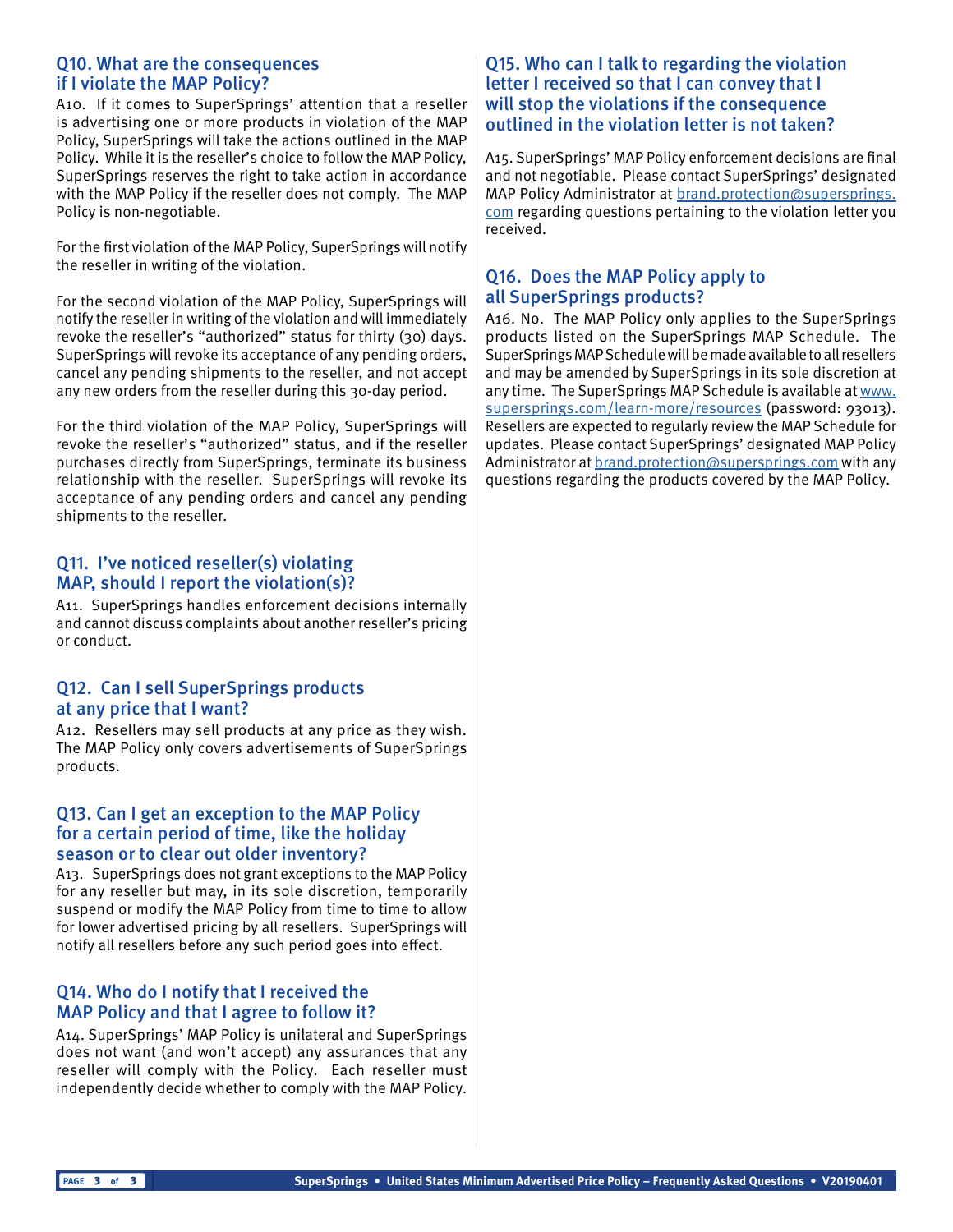### Q10. What are the consequences if I violate the MAP Policy?

A10. If it comes to SuperSprings' attention that a reseller is advertising one or more products in violation of the MAP Policy, SuperSprings will take the actions outlined in the MAP Policy. While it is the reseller's choice to follow the MAP Policy, SuperSprings reserves the right to take action in accordance with the MAP Policy if the reseller does not comply. The MAP Policy is non-negotiable.

For the first violation of the MAP Policy, SuperSprings will notify the reseller in writing of the violation.

For the second violation of the MAP Policy, SuperSprings will notify the reseller in writing of the violation and will immediately revoke the reseller's "authorized" status for thirty (30) days. SuperSprings will revoke its acceptance of any pending orders, cancel any pending shipments to the reseller, and not accept any new orders from the reseller during this 30-day period.

For the third violation of the MAP Policy, SuperSprings will revoke the reseller's "authorized" status, and if the reseller purchases directly from SuperSprings, terminate its business relationship with the reseller. SuperSprings will revoke its acceptance of any pending orders and cancel any pending shipments to the reseller.

### Q11. I've noticed reseller(s) violating MAP, should I report the violation(s)?

A11. SuperSprings handles enforcement decisions internally and cannot discuss complaints about another reseller's pricing or conduct.

### Q12. Can I sell SuperSprings products at any price that I want?

A12. Resellers may sell products at any price as they wish. The MAP Policy only covers advertisements of SuperSprings products.

### Q13. Can I get an exception to the MAP Policy for a certain period of time, like the holiday season or to clear out older inventory?

A13. SuperSprings does not grant exceptions to the MAP Policy for any reseller but may, in its sole discretion, temporarily suspend or modify the MAP Policy from time to time to allow for lower advertised pricing by all resellers. SuperSprings will notify all resellers before any such period goes into effect.

### Q14. Who do I notify that I received the MAP Policy and that I agree to follow it?

A14. SuperSprings' MAP Policy is unilateral and SuperSprings does not want (and won't accept) any assurances that any reseller will comply with the Policy. Each reseller must independently decide whether to comply with the MAP Policy.

### Q15. Who can I talk to regarding the violation letter I received so that I can convey that I will stop the violations if the consequence outlined in the violation letter is not taken?

A15. SuperSprings' MAP Policy enforcement decisions are final and not negotiable. Please contact SuperSprings' designated MAP Policy Administrator at brand.protection@supersprings.com regarding questions pertaining to the violation letter you received.

### Q16. Does the MAP Policy apply to all SuperSprings products?

A16. No. The MAP Policy only applies to the SuperSprings products listed on the SuperSprings MAP Schedule. The SuperSprings MAP Schedule will be made available to all resellers and may be amended by SuperSprings in its sole discretion at any time. The SuperSprings MAP Schedule is available at www.supersprings.com/learn-more/resources (password: 93013). Resellers are expected to regularly review the MAP Schedule for updates. Please contact SuperSprings' designated MAP Policy Administrator at brand.protection@supersprings.com with any questions regarding the products covered by the MAP Policy.